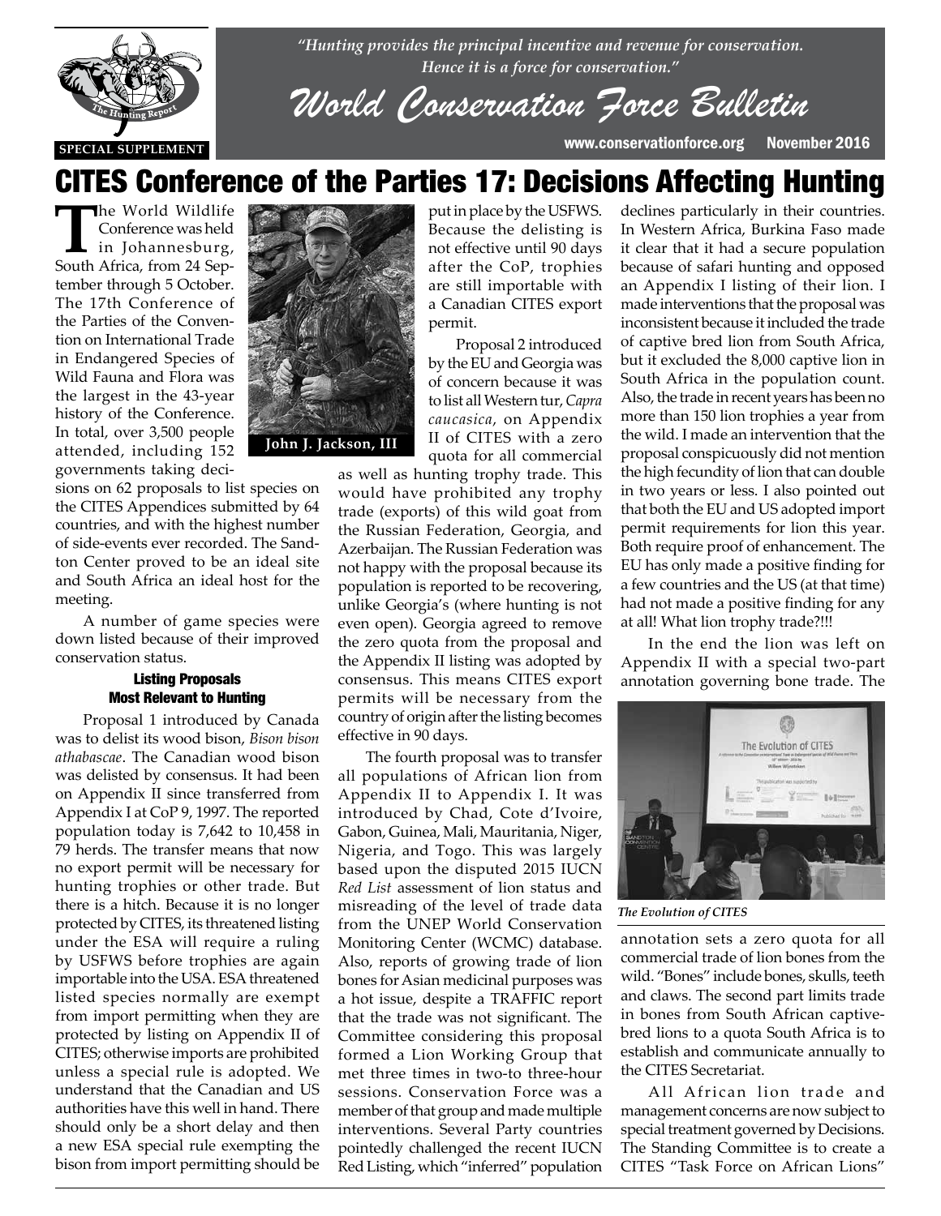*"Hunting provides the principal incentive and revenue for conservation. Hence it is a force for conservation."*

# World Conservation Force Bulletin

SPECIAL SUPPLEMENT

www.conservationforce.org November 2016

## CITES Conference of the Parties 17: Decisions Affecting Hunting

The World Wildlife Conference was held in Johannesburg, South Africa, from 24 September through 5 October. The 17th Conference of the Parties of the Convention on International Trade in Endangered Species of Wild Fauna and Flora was the largest in the 43-year history of the Conference. In total, over 3,500 people attended, including 152 governments taking decisions on 62 proposals to list species on the CITES Appendices submitted by 64 countries, and with the highest number of side-events ever recorded. The Sandton Center proved to be an ideal site and South Africa an ideal host for the meeting.

**John J. Jackson, III**

A number of game species were down listed because of their improved conservation status.

### Listing Proposals Most Relevant to Hunting

Proposal 1 introduced by Canada was to delist its wood bison, *Bison bison athabascae*. The Canadian wood bison was delisted by consensus. It had been on Appendix II since transferred from Appendix I at CoP 9, 1997. The reported population today is 7,642 to 10,458 in 79 herds. The transfer means that now no export permit will be necessary for hunting trophies or other trade. But there is a hitch. Because it is no longer protected by CITES, its threatened listing under the ESA will require a ruling by USFWS before trophies are again importable into the USA. ESA threatened listed species normally are exempt from import permitting when they are protected by listing on Appendix II of CITES; otherwise imports are prohibited unless a special rule is adopted. We understand that the Canadian and US authorities have this well in hand. There should only be a short delay and then a new ESA special rule exempting the bison from import permitting should be put in place by the USFWS. Because the delisting is not effective until 90 days after the CoP, trophies are still importable with a Canadian CITES export permit.

Proposal 2 introduced by the EU and Georgia was of concern because it was to list all Western tur, *Capra caucasica*, on Appendix II of CITES with a zero quota for all commercial as well as hunting trophy trade. This would have prohibited any trophy trade (exports) of this wild goat from the Russian Federation, Georgia, and Azerbaijan. The Russian Federation was not happy with the proposal because its population is reported to be recovering, unlike Georgia's (where hunting is not even open). Georgia agreed to remove the zero quota from the proposal and the Appendix II listing was adopted by consensus. This means CITES export permits will be necessary from the country of origin after the listing becomes effective in 90 days.

The fourth proposal was to transfer all populations of African lion from Appendix II to Appendix I. It was introduced by Chad, Cote d'Ivoire, Gabon, Guinea, Mali, Mauritania, Niger, Nigeria, and Togo. This was largely based upon the disputed 2015 IUCN *Red List* assessment of lion status and misreading of the level of trade data from the UNEP World Conservation Monitoring Center (WCMC) database. Also, reports of growing trade of lion bones for Asian medicinal purposes was a hot issue, despite a TRAFFIC report that the trade was not significant. The Committee considering this proposal formed a Lion Working Group that met three times in two-to three-hour sessions. Conservation Force was a member of that group and made multiple interventions. Several Party countries pointedly challenged the recent IUCN Red Listing, which "inferred" population declines particularly in their countries. In Western Africa, Burkina Faso made it clear that it had a secure population because of safari hunting and opposed an Appendix I listing of their lion. I made interventions that the proposal was inconsistent because it included the trade of captive bred lion from South Africa, but it excluded the 8,000 captive lion in South Africa in the population count. Also, the trade in recent years has been no more than 150 lion trophies a year from the wild. I made an intervention that the proposal conspicuously did not mention the high fecundity of lion that can double in two years or less. I also pointed out that both the EU and US adopted import permit requirements for lion this year. Both require proof of enhancement. The EU has only made a positive finding for a few countries and the US (at that time) had not made a positive finding for any at all! What lion trophy trade?!!!

In the end the lion was left on Appendix II with a special two-part annotation governing bone trade. The annotation sets a zero quota for all commercial trade of lion bones from the wild. "Bones" include bones, skulls, teeth and claws. The second part limits trade in bones from South African captive-bred lions to a quota South Africa is to establish and communicate annually to the CITES Secretariat.

*The Evolution of CITES*

All African lion trade and management concerns are now subject to special treatment governed by Decisions. The Standing Committee is to create a CITES "Task Force on African Lions"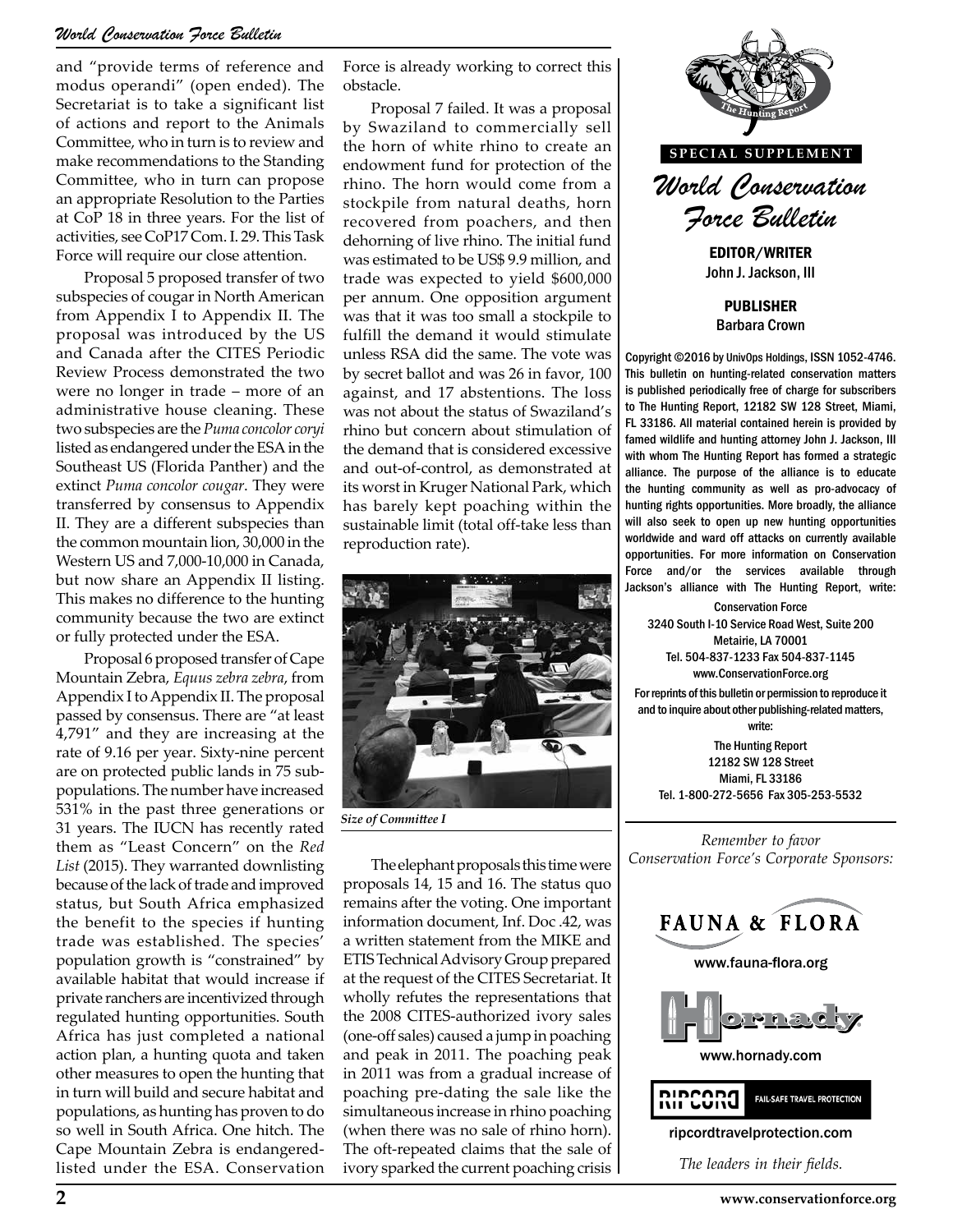and "provide terms of reference and modus operandi" (open ended). The Secretariat is to take a significant list of actions and report to the Animals Committee, who in turn is to review and make recommendations to the Standing Committee, who in turn can propose an appropriate Resolution to the Parties at CoP 18 in three years. For the list of activities, see CoP17 Com. I. 29. This Task Force will require our close attention.

Proposal 5 proposed transfer of two subspecies of cougar in North American from Appendix I to Appendix II. The proposal was introduced by the US and Canada after the CITES Periodic Review Process demonstrated the two were no longer in trade – more of an administrative house cleaning. These two subspecies are the *Puma concolor coryi* listed as endangered under the ESA in the Southeast US (Florida Panther) and the extinct *Puma concolor cougar*. They were transferred by consensus to Appendix II. They are a different subspecies than the common mountain lion, 30,000 in the Western US and 7,000-10,000 in Canada, but now share an Appendix II listing. This makes no difference to the hunting community because the two are extinct or fully protected under the ESA.

Proposal 6 proposed transfer of Cape Mountain Zebra, *Equus zebra zebra*, from Appendix I to Appendix II. The proposal passed by consensus. There are "at least 4,791" and they are increasing at the rate of 9.16 per year. Sixty-nine percent are on protected public lands in 75 sub-populations. The number have increased 531% in the past three generations or 31 years. The IUCN has recently rated them as "Least Concern" on the *Red List* (2015). They warranted downlisting because of the lack of trade and improved status, but South Africa emphasized the benefit to the species if hunting trade was established. The species' population growth is "constrained" by available habitat that would increase if private ranchers are incentivized through regulated hunting opportunities. South Africa has just completed a national action plan, a hunting quota and taken other measures to open the hunting that in turn will build and secure habitat and populations, as hunting has proven to do so well in South Africa. One hitch. The Cape Mountain Zebra is endangered-listed under the ESA. Conservation Force is already working to correct this obstacle.

Proposal 7 failed. It was a proposal by Swaziland to commercially sell the horn of white rhino to create an endowment fund for protection of the rhino. The horn would come from a stockpile from natural deaths, horn recovered from poachers, and then dehorning of live rhino. The initial fund was estimated to be US$ 9.9 million, and trade was expected to yield $600,000 per annum. One opposition argument was that it was too small a stockpile to fulfill the demand it would stimulate unless RSA did the same. The vote was by secret ballot and was 26 in favor, 100 against, and 17 abstentions. The loss was not about the status of Swaziland's rhino but concern about stimulation of the demand that is considered excessive and out-of-control, as demonstrated at its worst in Kruger National Park, which has barely kept poaching within the sustainable limit (total off-take less than reproduction rate).

*Size of Committee I*

The elephant proposals this time were proposals 14, 15 and 16. The status quo remains after the voting. One important information document, Inf. Doc .42, was a written statement from the MIKE and ETIS Technical Advisory Group prepared at the request of the CITES Secretariat. It wholly refutes the representations that the 2008 CITES-authorized ivory sales (one-off sales) caused a jump in poaching and peak in 2011. The poaching peak in 2011 was from a gradual increase of poaching pre-dating the sale like the simultaneous increase in rhino poaching (when there was no sale of rhino horn). The oft-repeated claims that the sale of ivory sparked the current poaching crisis

---

SPECIAL SUPPLEMENT

*World Conservation Force Bulletin*

**EDITOR/WRITER**
John J. Jackson, III

**PUBLISHER**
Barbara Crown

Copyright ©2016 by UnivOps Holdings, ISSN 1052-4746. This bulletin on hunting-related conservation matters is published periodically free of charge for subscribers to The Hunting Report, 12182 SW 128 Street, Miami, FL 33186. All material contained herein is provided by famed wildlife and hunting attorney John J. Jackson, III with whom The Hunting Report has formed a strategic alliance. The purpose of the alliance is to educate the hunting community as well as pro-advocacy of hunting rights opportunities. More broadly, the alliance will also seek to open up new hunting opportunities worldwide and ward off attacks on currently available opportunities. For more information on Conservation Force and/or the services available through Jackson's alliance with The Hunting Report, write:

Conservation Force
3240 South I-10 Service Road West, Suite 200
Metairie, LA 70001
Tel. 504-837-1233 Fax 504-837-1145
www.ConservationForce.org

For reprints of this bulletin or permission to reproduce it and to inquire about other publishing-related matters, write:

The Hunting Report
12182 SW 128 Street
Miami, FL 33186
Tel. 1-800-272-5656 Fax 305-253-5532

*Remember to favor Conservation Force's Corporate Sponsors:*

FAUNA & FLORA
www.fauna-flora.org

Hornady
www.hornady.com

RIPCORD FAIL-SAFE TRAVEL PROTECTION
ripcordtravelprotection.com

*The leaders in their fields.*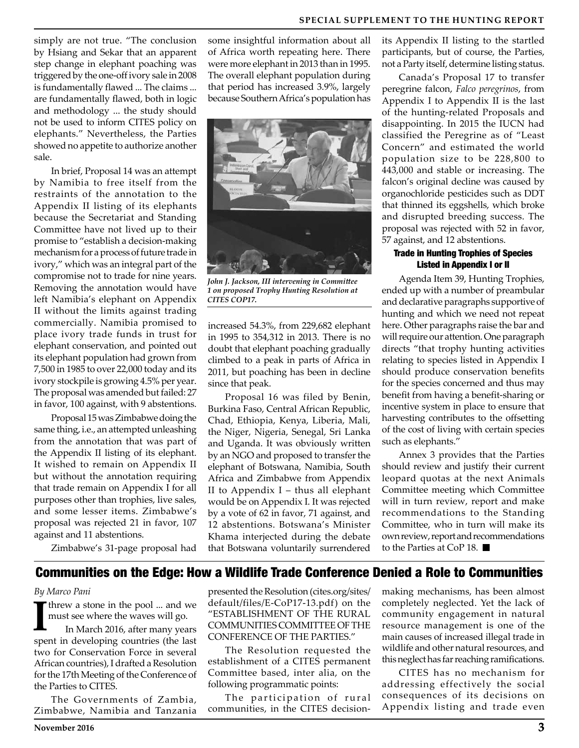simply are not true. "The conclusion by Hsiang and Sekar that an apparent step change in elephant poaching was triggered by the one-off ivory sale in 2008 is fundamentally flawed ... The claims ... are fundamentally flawed, both in logic and methodology ... the study should not be used to inform CITES policy on elephants." Nevertheless, the Parties showed no appetite to authorize another sale.

In brief, Proposal 14 was an attempt by Namibia to free itself from the restraints of the annotation to the Appendix II listing of its elephants because the Secretariat and Standing Committee have not lived up to their promise to "establish a decision-making mechanism for a process of future trade in ivory," which was an integral part of the compromise not to trade for nine years. Removing the annotation would have left Namibia's elephant on Appendix II without the limits against trading commercially. Namibia promised to place ivory trade funds in trust for elephant conservation, and pointed out its elephant population had grown from 7,500 in 1985 to over 22,000 today and its ivory stockpile is growing 4.5% per year. The proposal was amended but failed: 27 in favor, 100 against, with 9 abstentions.

Proposal 15 was Zimbabwe doing the same thing, i.e., an attempted unleashing from the annotation that was part of the Appendix II listing of its elephant. It wished to remain on Appendix II but without the annotation requiring that trade remain on Appendix I for all purposes other than trophies, live sales, and some lesser items. Zimbabwe's proposal was rejected 21 in favor, 107 against and 11 abstentions.

Zimbabwe's 31-page proposal had some insightful information about all of Africa worth repeating here. There were more elephant in 2013 than in 1995. The overall elephant population during that period has increased 3.9%, largely because Southern Africa's population has increased 54.3%, from 229,682 elephant in 1995 to 354,312 in 2013. There is no doubt that elephant poaching gradually climbed to a peak in parts of Africa in 2011, but poaching has been in decline since that peak.

*John J. Jackson, III intervening in Committee 1 on proposed Trophy Hunting Resolution at CITES COP17.*

Proposal 16 was filed by Benin, Burkina Faso, Central African Republic, Chad, Ethiopia, Kenya, Liberia, Mali, the Niger, Nigeria, Senegal, Sri Lanka and Uganda. It was obviously written by an NGO and proposed to transfer the elephant of Botswana, Namibia, South Africa and Zimbabwe from Appendix II to Appendix I – thus all elephant would be on Appendix I. It was rejected by a vote of 62 in favor, 71 against, and 12 abstentions. Botswana's Minister Khama interjected during the debate that Botswana voluntarily surrendered its Appendix II listing to the startled participants, but of course, the Parties, not a Party itself, determine listing status.

Canada's Proposal 17 to transfer peregrine falcon, *Falco peregrinos*, from Appendix I to Appendix II is the last of the hunting-related Proposals and disappointing. In 2015 the IUCN had classified the Peregrine as of "Least Concern" and estimated the world population size to be 228,800 to 443,000 and stable or increasing. The falcon's original decline was caused by organochloride pesticides such as DDT that thinned its eggshells, which broke and disrupted breeding success. The proposal was rejected with 52 in favor, 57 against, and 12 abstentions.

### Trade in Hunting Trophies of Species Listed in Appendix I or II

Agenda Item 39, Hunting Trophies, ended up with a number of preambular and declarative paragraphs supportive of hunting and which we need not repeat here. Other paragraphs raise the bar and will require our attention. One paragraph directs "that trophy hunting activities relating to species listed in Appendix I should produce conservation benefits for the species concerned and thus may benefit from having a benefit-sharing or incentive system in place to ensure that harvesting contributes to the offsetting of the cost of living with certain species such as elephants."

Annex 3 provides that the Parties should review and justify their current leopard quotas at the next Animals Committee meeting which Committee will in turn review, report and make recommendations to the Standing Committee, who in turn will make its own review, report and recommendations to the Parties at CoP 18. ■

## Communities on the Edge: How a Wildlife Trade Conference Denied a Role to Communities

*By Marco Pani*

I threw a stone in the pool ... and we must see where the waves will go.

In March 2016, after many years spent in developing countries (the last two for Conservation Force in several African countries), I drafted a Resolution for the 17th Meeting of the Conference of the Parties to CITES.

The Governments of Zambia, Zimbabwe, Namibia and Tanzania presented the Resolution (cites.org/sites/default/files/E-CoP17-13.pdf) on the "ESTABLISHMENT OF THE RURAL COMMUNITIES COMMITTEE OF THE CONFERENCE OF THE PARTIES."

The Resolution requested the establishment of a CITES permanent Committee based, inter alia, on the following programmatic points:

The participation of rural communities, in the CITES decision-making mechanisms, has been almost completely neglected. Yet the lack of community engagement in natural resource management is one of the main causes of increased illegal trade in wildlife and other natural resources, and this neglect has far reaching ramifications.

CITES has no mechanism for addressing effectively the social consequences of its decisions on Appendix listing and trade even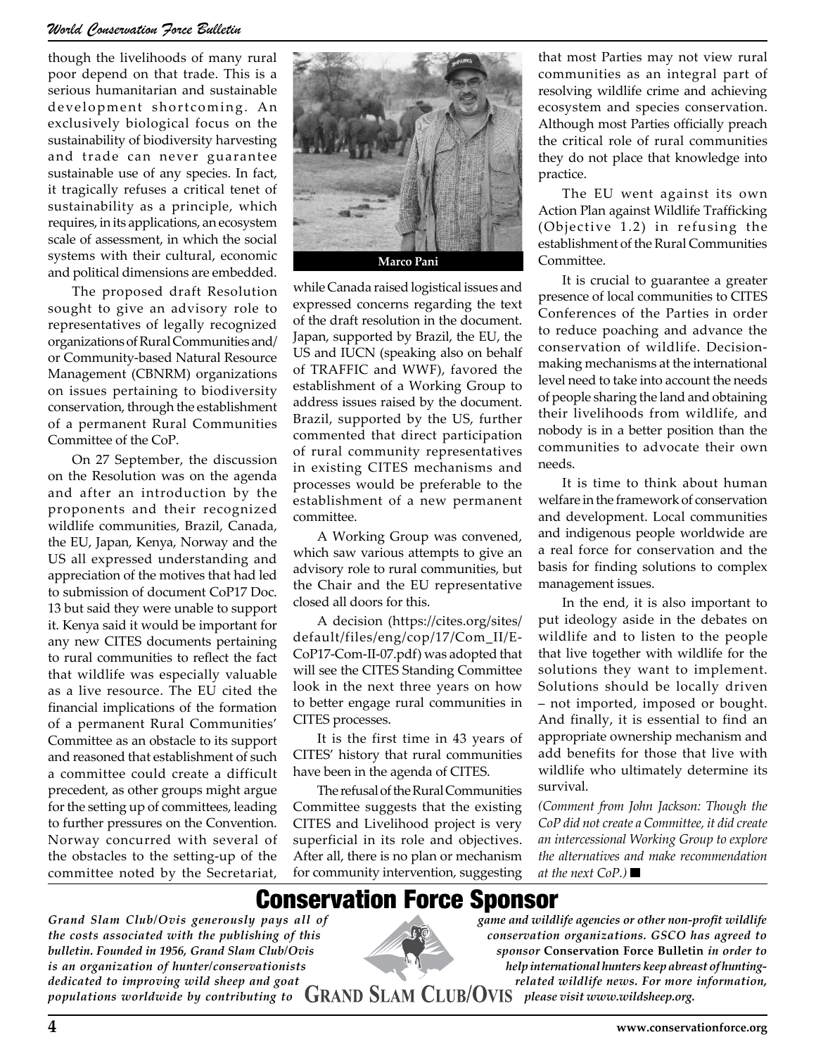though the livelihoods of many rural poor depend on that trade. This is a serious humanitarian and sustainable development shortcoming. An exclusively biological focus on the sustainability of biodiversity harvesting and trade can never guarantee sustainable use of any species. In fact, it tragically refuses a critical tenet of sustainability as a principle, which requires, in its applications, an ecosystem scale of assessment, in which the social systems with their cultural, economic and political dimensions are embedded.

The proposed draft Resolution sought to give an advisory role to representatives of legally recognized organizations of Rural Communities and/or Community-based Natural Resource Management (CBNRM) organizations on issues pertaining to biodiversity conservation, through the establishment of a permanent Rural Communities Committee of the CoP.

On 27 September, the discussion on the Resolution was on the agenda and after an introduction by the proponents and their recognized wildlife communities, Brazil, Canada, the EU, Japan, Kenya, Norway and the US all expressed understanding and appreciation of the motives that had led to submission of document CoP17 Doc. 13 but said they were unable to support it. Kenya said it would be important for any new CITES documents pertaining to rural communities to reflect the fact that wildlife was especially valuable as a live resource. The EU cited the financial implications of the formation of a permanent Rural Communities' Committee as an obstacle to its support and reasoned that establishment of such a committee could create a difficult precedent, as other groups might argue for the setting up of committees, leading to further pressures on the Convention. Norway concurred with several of the obstacles to the setting-up of the committee noted by the Secretariat,

**Marco Pani**

while Canada raised logistical issues and expressed concerns regarding the text of the draft resolution in the document. Japan, supported by Brazil, the EU, the US and IUCN (speaking also on behalf of TRAFFIC and WWF), favored the establishment of a Working Group to address issues raised by the document. Brazil, supported by the US, further commented that direct participation of rural community representatives in existing CITES mechanisms and processes would be preferable to the establishment of a new permanent committee.

A Working Group was convened, which saw various attempts to give an advisory role to rural communities, but the Chair and the EU representative closed all doors for this.

A decision (https://cites.org/sites/default/files/eng/cop/17/Com_II/E-CoP17-Com-II-07.pdf) was adopted that will see the CITES Standing Committee look in the next three years on how to better engage rural communities in CITES processes.

It is the first time in 43 years of CITES' history that rural communities have been in the agenda of CITES.

The refusal of the Rural Communities Committee suggests that the existing CITES and Livelihood project is very superficial in its role and objectives. After all, there is no plan or mechanism for community intervention, suggesting that most Parties may not view rural communities as an integral part of resolving wildlife crime and achieving ecosystem and species conservation. Although most Parties officially preach the critical role of rural communities they do not place that knowledge into practice.

The EU went against its own Action Plan against Wildlife Trafficking (Objective 1.2) in refusing the establishment of the Rural Communities Committee.

It is crucial to guarantee a greater presence of local communities to CITES Conferences of the Parties in order to reduce poaching and advance the conservation of wildlife. Decision-making mechanisms at the international level need to take into account the needs of people sharing the land and obtaining their livelihoods from wildlife, and nobody is in a better position than the communities to advocate their own needs.

It is time to think about human welfare in the framework of conservation and development. Local communities and indigenous people worldwide are a real force for conservation and the basis for finding solutions to complex management issues.

In the end, it is also important to put ideology aside in the debates on wildlife and to listen to the people that live together with wildlife for the solutions they want to implement. Solutions should be locally driven – not imported, imposed or bought. And finally, it is essential to find an appropriate ownership mechanism and add benefits for those that live with wildlife who ultimately determine its survival.

*(Comment from John Jackson: Though the CoP did not create a Committee, it did create an intercessional Working Group to explore the alternatives and make recommendation at the next CoP.)*

## Conservation Force Sponsor

***Grand Slam Club/Ovis generously pays all of the costs associated with the publishing of this bulletin. Founded in 1956, Grand Slam Club/Ovis is an organization of hunter/conservationists dedicated to improving wild sheep and goat populations worldwide by contributing to game and wildlife agencies or other non-profit wildlife conservation organizations. GSCO has agreed to sponsor Conservation Force Bulletin in order to help international hunters keep abreast of hunting-related wildlife news. For more information, please visit www.wildsheep.org.***

GRAND SLAM CLUB/OVIS